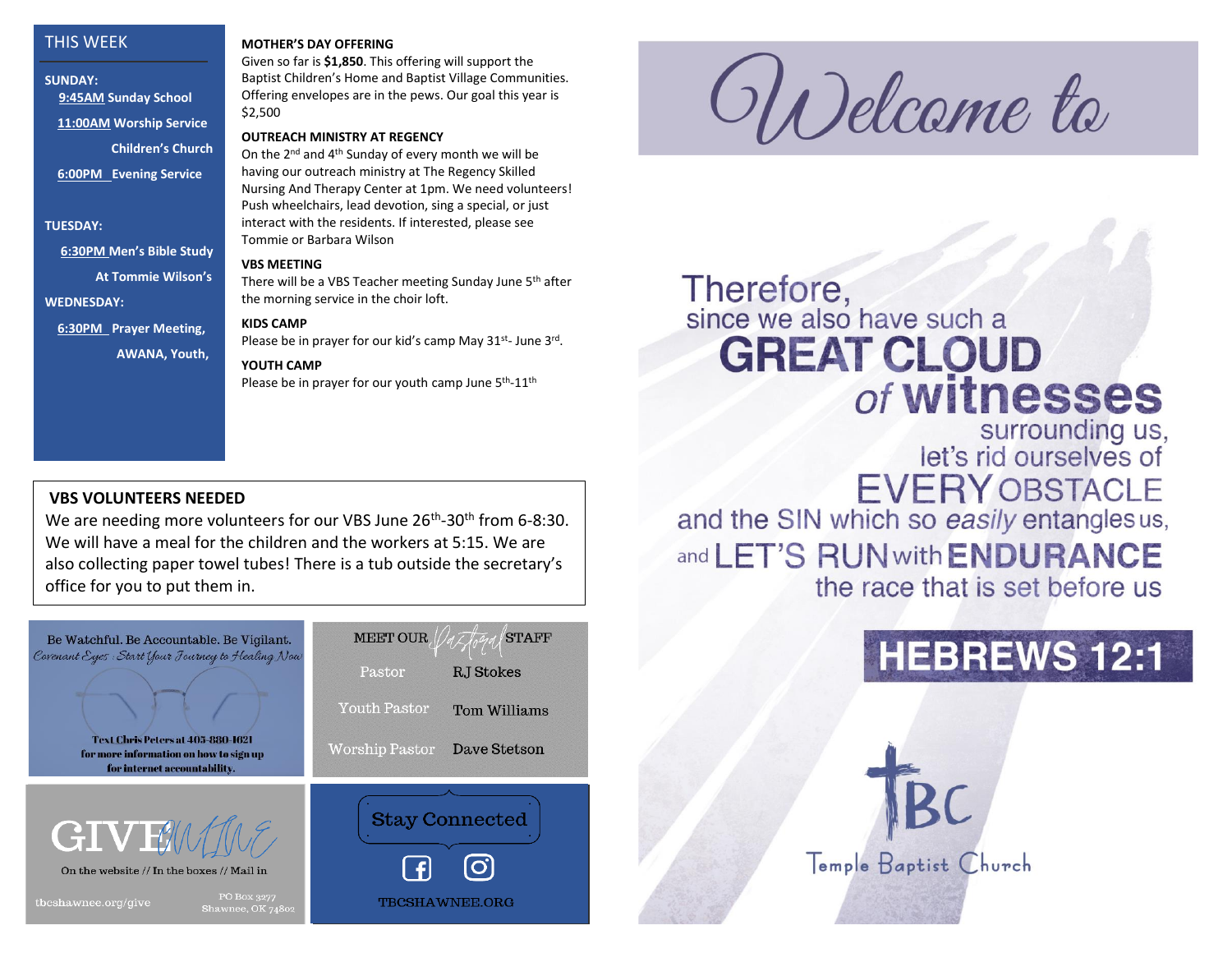## THIS WEEK

**SUNDAY:**

**9:45AM Sunday School**

**11:00AM Worship Service**

**Children's Church**

**6:00PM Evening Service**

**TUESDAY:**

**6:30PM Men's Bible Study**

**At Tommie Wilson's**

**WEDNESDAY:**

**6:30PM Prayer Meeting, AWANA, Youth,**

**MOTHER'S DAY OFFERING**

Given so far is **$1,850**. This offering will support the Baptist Children's Home and Baptist Village Communities. Offering envelopes are in the pews. Our goal this year is $2,500

**OUTREACH MINISTRY AT REGENCY**

On the 2nd and 4th Sunday of every month we will be having our outreach ministry at The Regency Skilled Nursing And Therapy Center at 1pm. We need volunteers! Push wheelchairs, lead devotion, sing a special, or just interact with the residents. If interested, please see Tommie or Barbara Wilson

**VBS MEETING**

There will be a VBS Teacher meeting Sunday June 5th after the morning service in the choir loft.

**KIDS CAMP**

Please be in prayer for our kid's camp May 31st- June 3rd.

**YOUTH CAMP**

Please be in prayer for our youth camp June 5th-11th

**VBS VOLUNTEERS NEEDED**

We are needing more volunteers for our VBS June 26th-30th from 6-8:30. We will have a meal for the children and the workers at 5:15. We are also collecting paper towel tubes! There is a tub outside the secretary's office for you to put them in.

Be Watchful. Be Accountable. Be Vigilant.

*Covenant Eyes : Start Your Journey to Healing Now*

**Text Chris Peters at 405-880-1621 for more information on how to sign up for internet accountability.**

MEET OUR *Pastoral* STAFF

| | |
|---|---|
| Pastor | RJ Stokes |
| Youth Pastor | Tom Williams |
| Worship Pastor | Dave Stetson |

GIVE *ONLINE*

On the website // In the boxes // Mail in

tbcshawnee.org/give

PO Box 3277
Shawnee, OK 74802

Stay Connected

TBCSHAWNEE.ORG

# *Welcome to*

Therefore, since we also have such a GREAT CLOUD of witnesses surrounding us, let's rid ourselves of EVERY OBSTACLE and the SIN which so *easily* entangles us, and LET'S RUN with ENDURANCE the race that is set before us

**HEBREWS 12:1**

TBC
Temple Baptist Church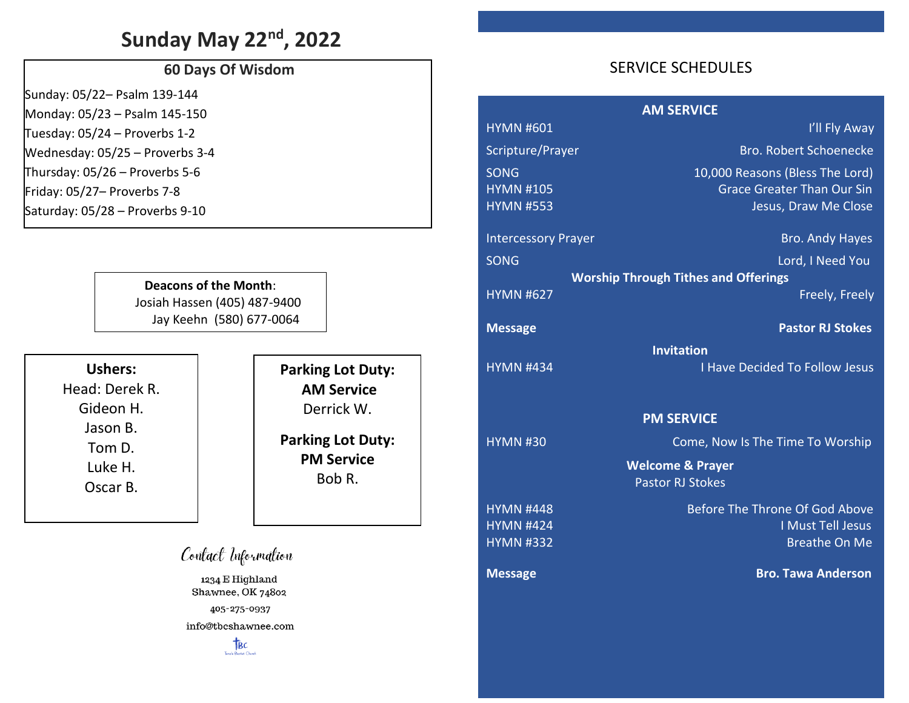# Sunday May 22nd, 2022

## 60 Days Of Wisdom

Sunday: 05/22– Psalm 139-144
Monday: 05/23 – Psalm 145-150
Tuesday: 05/24 – Proverbs 1-2
Wednesday: 05/25 – Proverbs 3-4
Thursday: 05/26 – Proverbs 5-6
Friday: 05/27– Proverbs 7-8
Saturday: 05/28 – Proverbs 9-10

**Deacons of the Month**:
Josiah Hassen (405) 487-9400
Jay Keehn (580) 677-0064

**Ushers:**
Head: Derek R.
Gideon H.
Jason B.
Tom D.
Luke H.
Oscar B.

**Parking Lot Duty:**
**AM Service**
Derrick W.

**Parking Lot Duty:**
**PM Service**
Bob R.

*Contact Information*

1234 E Highland
Shawnee, OK 74802
405-275-0937
info@tbcshawnee.com

## SERVICE SCHEDULES

### AM SERVICE

| | |
|---|---|
| HYMN #601 | I'll Fly Away |
| Scripture/Prayer | Bro. Robert Schoenecke |
| SONG | 10,000 Reasons (Bless The Lord) |
| HYMN #105 | Grace Greater Than Our Sin |
| HYMN #553 | Jesus, Draw Me Close |
| Intercessory Prayer | Bro. Andy Hayes |
| SONG | Lord, I Need You |

**Worship Through Tithes and Offerings**

| | |
|---|---|
| HYMN #627 | Freely, Freely |
| **Message** | **Pastor RJ Stokes** |

**Invitation**

| | |
|---|---|
| HYMN #434 | I Have Decided To Follow Jesus |

### PM SERVICE

| | |
|---|---|
| HYMN #30 | Come, Now Is The Time To Worship |

**Welcome & Prayer**
Pastor RJ Stokes

| | |
|---|---|
| HYMN #448 | Before The Throne Of God Above |
| HYMN #424 | I Must Tell Jesus |
| HYMN #332 | Breathe On Me |
| **Message** | **Bro. Tawa Anderson** |